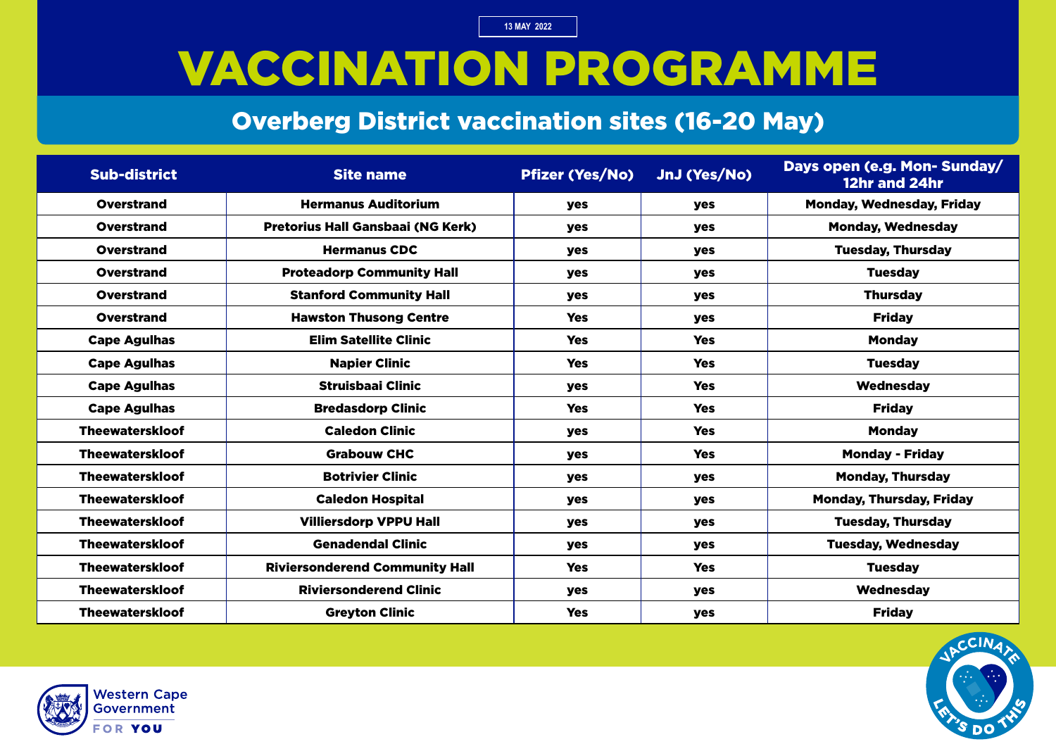13 MAY 2022

# VACCINATION PROGRAMME

## Overberg District vaccination sites (16-20 May)

| Sub-district | Site name | Pfizer (Yes/No) | JnJ (Yes/No) | Days open (e.g. Mon- Sunday/ 12hr and 24hr |
|---|---|---|---|---|
| Overstrand | Hermanus Auditorium | yes | yes | Monday, Wednesday, Friday |
| Overstrand | Pretorius Hall Gansbaai (NG Kerk) | yes | yes | Monday, Wednesday |
| Overstrand | Hermanus CDC | yes | yes | Tuesday, Thursday |
| Overstrand | Proteadorp Community Hall | yes | yes | Tuesday |
| Overstrand | Stanford Community Hall | yes | yes | Thursday |
| Overstrand | Hawston Thusong Centre | Yes | yes | Friday |
| Cape Agulhas | Elim Satellite Clinic | Yes | Yes | Monday |
| Cape Agulhas | Napier Clinic | Yes | Yes | Tuesday |
| Cape Agulhas | Struisbaai Clinic | yes | Yes | Wednesday |
| Cape Agulhas | Bredasdorp Clinic | Yes | Yes | Friday |
| Theewaterskloof | Caledon Clinic | yes | Yes | Monday |
| Theewaterskloof | Grabouw CHC | yes | Yes | Monday - Friday |
| Theewaterskloof | Botrivier Clinic | yes | yes | Monday, Thursday |
| Theewaterskloof | Caledon Hospital | yes | yes | Monday, Thursday, Friday |
| Theewaterskloof | Villiersdorp VPPU Hall | yes | yes | Tuesday, Thursday |
| Theewaterskloof | Genadendal Clinic | yes | yes | Tuesday, Wednesday |
| Theewaterskloof | Riviersonderend Community Hall | Yes | Yes | Tuesday |
| Theewaterskloof | Riviersonderend Clinic | yes | yes | Wednesday |
| Theewaterskloof | Greyton Clinic | Yes | yes | Friday |

Western Cape Government

FOR YOU

VACCINATE LET'S DO THIS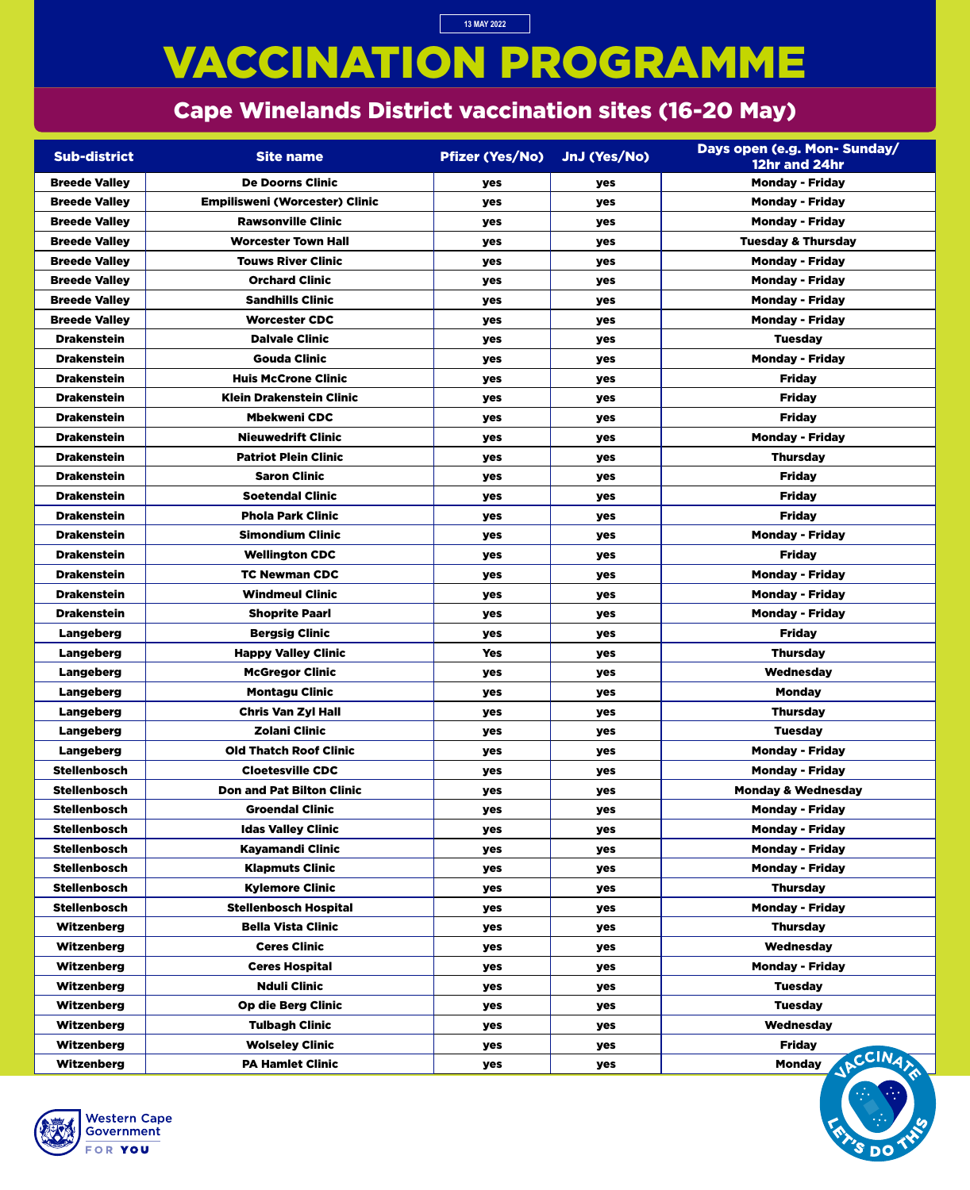13 MAY 2022

# VACCINATION PROGRAMME

## Cape Winelands District vaccination sites (16-20 May)

| Sub-district | Site name | Pfizer (Yes/No) | JnJ (Yes/No) | Days open (e.g. Mon- Sunday/ 12hr and 24hr |
|---|---|---|---|---|
| Breede Valley | De Doorns Clinic | yes | yes | Monday - Friday |
| Breede Valley | Empilisweni (Worcester) Clinic | yes | yes | Monday - Friday |
| Breede Valley | Rawsonville Clinic | yes | yes | Monday - Friday |
| Breede Valley | Worcester Town Hall | yes | yes | Tuesday & Thursday |
| Breede Valley | Touws River Clinic | yes | yes | Monday - Friday |
| Breede Valley | Orchard Clinic | yes | yes | Monday - Friday |
| Breede Valley | Sandhills Clinic | yes | yes | Monday - Friday |
| Breede Valley | Worcester CDC | yes | yes | Monday - Friday |
| Drakenstein | Dalvale Clinic | yes | yes | Tuesday |
| Drakenstein | Gouda Clinic | yes | yes | Monday - Friday |
| Drakenstein | Huis McCrone Clinic | yes | yes | Friday |
| Drakenstein | Klein Drakenstein Clinic | yes | yes | Friday |
| Drakenstein | Mbekweni CDC | yes | yes | Friday |
| Drakenstein | Nieuwedrift Clinic | yes | yes | Monday - Friday |
| Drakenstein | Patriot Plein Clinic | yes | yes | Thursday |
| Drakenstein | Saron Clinic | yes | yes | Friday |
| Drakenstein | Soetendal Clinic | yes | yes | Friday |
| Drakenstein | Phola Park Clinic | yes | yes | Friday |
| Drakenstein | Simondium Clinic | yes | yes | Monday - Friday |
| Drakenstein | Wellington CDC | yes | yes | Friday |
| Drakenstein | TC Newman CDC | yes | yes | Monday - Friday |
| Drakenstein | Windmeul Clinic | yes | yes | Monday - Friday |
| Drakenstein | Shoprite Paarl | yes | yes | Monday - Friday |
| Langeberg | Bergsig Clinic | yes | yes | Friday |
| Langeberg | Happy Valley Clinic | Yes | yes | Thursday |
| Langeberg | McGregor Clinic | yes | yes | Wednesday |
| Langeberg | Montagu Clinic | yes | yes | Monday |
| Langeberg | Chris Van Zyl Hall | yes | yes | Thursday |
| Langeberg | Zolani Clinic | yes | yes | Tuesday |
| Langeberg | Old Thatch Roof Clinic | yes | yes | Monday - Friday |
| Stellenbosch | Cloetesville CDC | yes | yes | Monday - Friday |
| Stellenbosch | Don and Pat Bilton Clinic | yes | yes | Monday & Wednesday |
| Stellenbosch | Groendal Clinic | yes | yes | Monday - Friday |
| Stellenbosch | Idas Valley Clinic | yes | yes | Monday - Friday |
| Stellenbosch | Kayamandi Clinic | yes | yes | Monday - Friday |
| Stellenbosch | Klapmuts Clinic | yes | yes | Monday - Friday |
| Stellenbosch | Kylemore Clinic | yes | yes | Thursday |
| Stellenbosch | Stellenbosch Hospital | yes | yes | Monday - Friday |
| Witzenberg | Bella Vista Clinic | yes | yes | Thursday |
| Witzenberg | Ceres Clinic | yes | yes | Wednesday |
| Witzenberg | Ceres Hospital | yes | yes | Monday - Friday |
| Witzenberg | Nduli Clinic | yes | yes | Tuesday |
| Witzenberg | Op die Berg Clinic | yes | yes | Tuesday |
| Witzenberg | Tulbagh Clinic | yes | yes | Wednesday |
| Witzenberg | Wolseley Clinic | yes | yes | Friday |
| Witzenberg | PA Hamlet Clinic | yes | yes | Monday |

Western Cape Government FOR YOU

VACCINATE LET'S DO THIS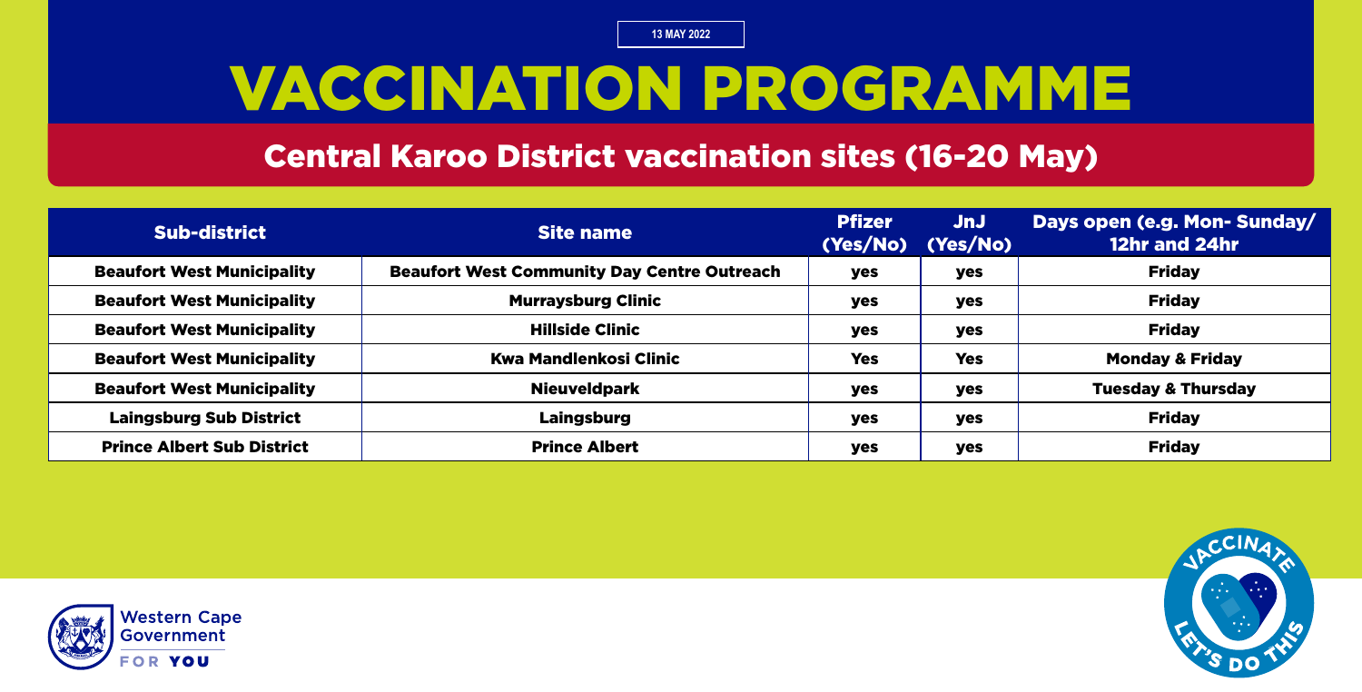13 MAY 2022

# VACCINATION PROGRAMME

## Central Karoo District vaccination sites (16-20 May)

| Sub-district | Site name | Pfizer (Yes/No) | JnJ (Yes/No) | Days open (e.g. Mon- Sunday/ 12hr and 24hr |
|---|---|---|---|---|
| Beaufort West Municipality | Beaufort West Community Day Centre Outreach | yes | yes | Friday |
| Beaufort West Municipality | Murraysburg Clinic | yes | yes | Friday |
| Beaufort West Municipality | Hillside Clinic | yes | yes | Friday |
| Beaufort West Municipality | Kwa Mandlenkosi Clinic | Yes | Yes | Monday & Friday |
| Beaufort West Municipality | Nieuveldpark | yes | yes | Tuesday & Thursday |
| Laingsburg Sub District | Laingsburg | yes | yes | Friday |
| Prince Albert Sub District | Prince Albert | yes | yes | Friday |

Western Cape Government
FOR YOU

VACCINATE LET'S DO THIS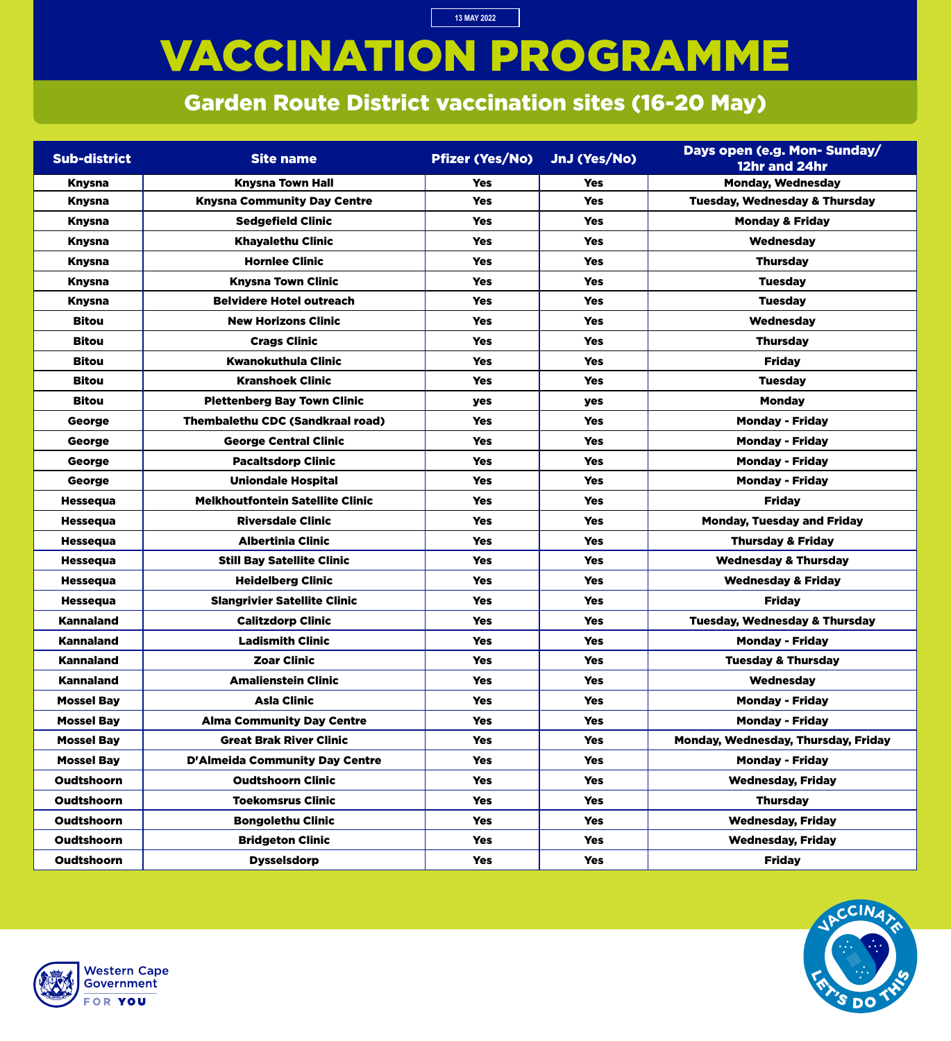13 MAY 2022

# VACCINATION PROGRAMME

## Garden Route District vaccination sites (16-20 May)

| Sub-district | Site name | Pfizer (Yes/No) | JnJ (Yes/No) | Days open (e.g. Mon- Sunday/ 12hr and 24hr |
|---|---|---|---|---|
| Knysna | Knysna Town Hall | Yes | Yes | Monday, Wednesday |
| Knysna | Knysna Community Day Centre | Yes | Yes | Tuesday, Wednesday & Thursday |
| Knysna | Sedgefield Clinic | Yes | Yes | Monday & Friday |
| Knysna | Khayalethu Clinic | Yes | Yes | Wednesday |
| Knysna | Hornlee Clinic | Yes | Yes | Thursday |
| Knysna | Knysna Town Clinic | Yes | Yes | Tuesday |
| Knysna | Belvidere Hotel outreach | Yes | Yes | Tuesday |
| Bitou | New Horizons Clinic | Yes | Yes | Wednesday |
| Bitou | Crags Clinic | Yes | Yes | Thursday |
| Bitou | Kwanokuthula Clinic | Yes | Yes | Friday |
| Bitou | Kranshoek Clinic | Yes | Yes | Tuesday |
| Bitou | Plettenberg Bay Town Clinic | yes | yes | Monday |
| George | Thembalethu CDC (Sandkraal road) | Yes | Yes | Monday - Friday |
| George | George Central Clinic | Yes | Yes | Monday - Friday |
| George | Pacaltsdorp Clinic | Yes | Yes | Monday - Friday |
| George | Uniondale Hospital | Yes | Yes | Monday - Friday |
| Hessequa | Melkhoutfontein Satellite Clinic | Yes | Yes | Friday |
| Hessequa | Riversdale Clinic | Yes | Yes | Monday, Tuesday and Friday |
| Hessequa | Albertinia Clinic | Yes | Yes | Thursday & Friday |
| Hessequa | Still Bay Satellite Clinic | Yes | Yes | Wednesday & Thursday |
| Hessequa | Heidelberg Clinic | Yes | Yes | Wednesday & Friday |
| Hessequa | Slangrivier Satellite Clinic | Yes | Yes | Friday |
| Kannaland | Calitzdorp Clinic | Yes | Yes | Tuesday, Wednesday & Thursday |
| Kannaland | Ladismith Clinic | Yes | Yes | Monday - Friday |
| Kannaland | Zoar Clinic | Yes | Yes | Tuesday & Thursday |
| Kannaland | Amalienstein Clinic | Yes | Yes | Wednesday |
| Mossel Bay | Asla Clinic | Yes | Yes | Monday - Friday |
| Mossel Bay | Alma Community Day Centre | Yes | Yes | Monday - Friday |
| Mossel Bay | Great Brak River Clinic | Yes | Yes | Monday, Wednesday, Thursday, Friday |
| Mossel Bay | D'Almeida Community Day Centre | Yes | Yes | Monday - Friday |
| Oudtshoorn | Oudtshoorn Clinic | Yes | Yes | Wednesday, Friday |
| Oudtshoorn | Toekomsrus Clinic | Yes | Yes | Thursday |
| Oudtshoorn | Bongolethu Clinic | Yes | Yes | Wednesday, Friday |
| Oudtshoorn | Bridgeton Clinic | Yes | Yes | Wednesday, Friday |
| Oudtshoorn | Dysselsdorp | Yes | Yes | Friday |

Western Cape Government FOR YOU

VACCINATE LET'S DO THIS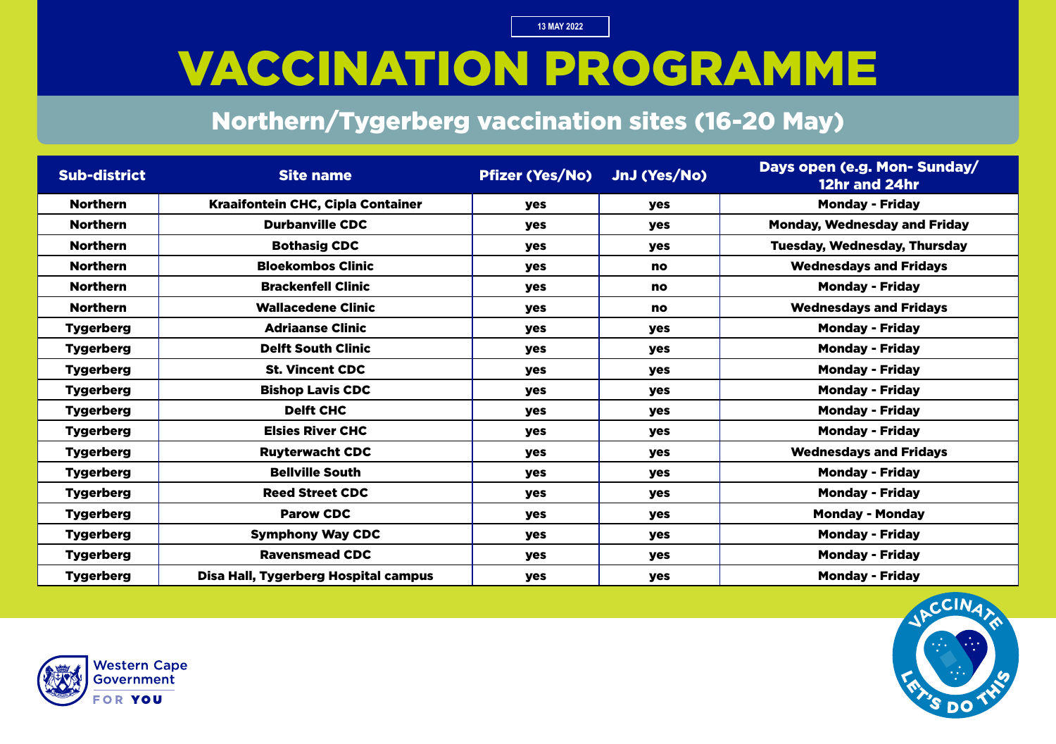13 MAY 2022

# VACCINATION PROGRAMME

## Northern/Tygerberg vaccination sites (16-20 May)

| Sub-district | Site name | Pfizer (Yes/No) | JnJ (Yes/No) | Days open (e.g. Mon- Sunday/ 12hr and 24hr |
|---|---|---|---|---|
| Northern | Kraaifontein CHC, Cipla Container | yes | yes | Monday - Friday |
| Northern | Durbanville CDC | yes | yes | Monday, Wednesday and Friday |
| Northern | Bothasig CDC | yes | yes | Tuesday, Wednesday, Thursday |
| Northern | Bloekombos Clinic | yes | no | Wednesdays and Fridays |
| Northern | Brackenfell Clinic | yes | no | Monday - Friday |
| Northern | Wallacedene Clinic | yes | no | Wednesdays and Fridays |
| Tygerberg | Adriaanse Clinic | yes | yes | Monday - Friday |
| Tygerberg | Delft South Clinic | yes | yes | Monday - Friday |
| Tygerberg | St. Vincent CDC | yes | yes | Monday - Friday |
| Tygerberg | Bishop Lavis CDC | yes | yes | Monday - Friday |
| Tygerberg | Delft CHC | yes | yes | Monday - Friday |
| Tygerberg | Elsies River CHC | yes | yes | Monday - Friday |
| Tygerberg | Ruyterwacht CDC | yes | yes | Wednesdays and Fridays |
| Tygerberg | Bellville South | yes | yes | Monday - Friday |
| Tygerberg | Reed Street CDC | yes | yes | Monday - Friday |
| Tygerberg | Parow CDC | yes | yes | Monday - Monday |
| Tygerberg | Symphony Way CDC | yes | yes | Monday - Friday |
| Tygerberg | Ravensmead CDC | yes | yes | Monday - Friday |
| Tygerberg | Disa Hall, Tygerberg Hospital campus | yes | yes | Monday - Friday |

Western Cape Government

FOR YOU

VACCINATE LET'S DO THIS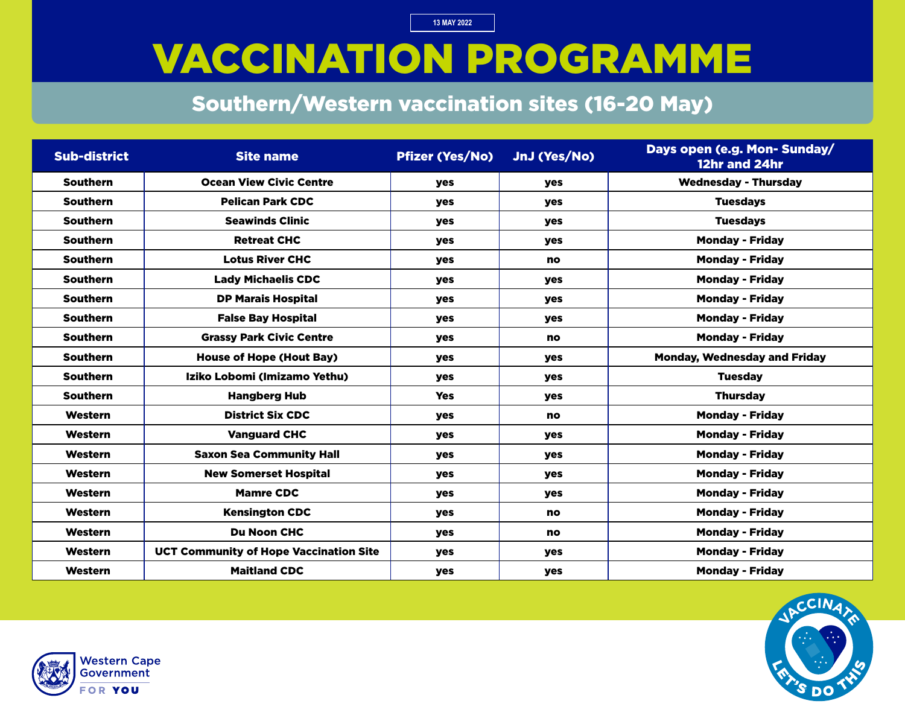13 MAY 2022

# VACCINATION PROGRAMME

## Southern/Western vaccination sites (16-20 May)

| Sub-district | Site name | Pfizer (Yes/No) | JnJ (Yes/No) | Days open (e.g. Mon- Sunday/ 12hr and 24hr |
|---|---|---|---|---|
| Southern | Ocean View Civic Centre | yes | yes | Wednesday - Thursday |
| Southern | Pelican Park CDC | yes | yes | Tuesdays |
| Southern | Seawinds Clinic | yes | yes | Tuesdays |
| Southern | Retreat CHC | yes | yes | Monday - Friday |
| Southern | Lotus River CHC | yes | no | Monday - Friday |
| Southern | Lady Michaelis CDC | yes | yes | Monday - Friday |
| Southern | DP Marais Hospital | yes | yes | Monday - Friday |
| Southern | False Bay Hospital | yes | yes | Monday - Friday |
| Southern | Grassy Park Civic Centre | yes | no | Monday - Friday |
| Southern | House of Hope (Hout Bay) | yes | yes | Monday, Wednesday and Friday |
| Southern | Iziko Lobomi (Imizamo Yethu) | yes | yes | Tuesday |
| Southern | Hangberg Hub | Yes | yes | Thursday |
| Western | District Six CDC | yes | no | Monday - Friday |
| Western | Vanguard CHC | yes | yes | Monday - Friday |
| Western | Saxon Sea Community Hall | yes | yes | Monday - Friday |
| Western | New Somerset Hospital | yes | yes | Monday - Friday |
| Western | Mamre CDC | yes | yes | Monday - Friday |
| Western | Kensington CDC | yes | no | Monday - Friday |
| Western | Du Noon CHC | yes | no | Monday - Friday |
| Western | UCT Community of Hope Vaccination Site | yes | yes | Monday - Friday |
| Western | Maitland CDC | yes | yes | Monday - Friday |

Western Cape Government FOR YOU

VACCINATE LET'S DO THIS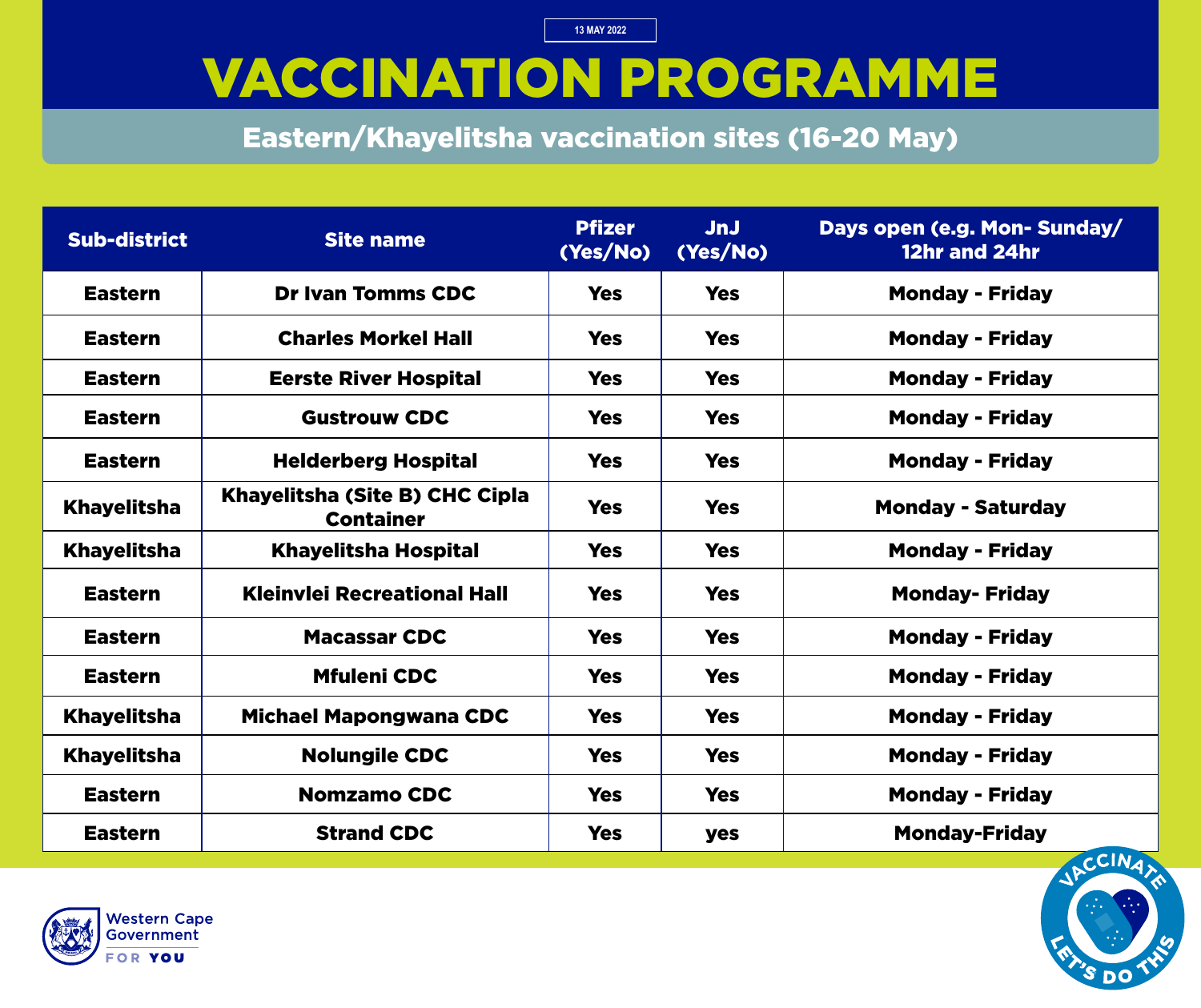13 MAY 2022

# VACCINATION PROGRAMME

## Eastern/Khayelitsha vaccination sites (16-20 May)

| Sub-district | Site name | Pfizer (Yes/No) | JnJ (Yes/No) | Days open (e.g. Mon- Sunday/ 12hr and 24hr |
|---|---|---|---|---|
| Eastern | Dr Ivan Tomms CDC | Yes | Yes | Monday - Friday |
| Eastern | Charles Morkel Hall | Yes | Yes | Monday - Friday |
| Eastern | Eerste River Hospital | Yes | Yes | Monday - Friday |
| Eastern | Gustrouw CDC | Yes | Yes | Monday - Friday |
| Eastern | Helderberg Hospital | Yes | Yes | Monday - Friday |
| Khayelitsha | Khayelitsha (Site B) CHC Cipla Container | Yes | Yes | Monday - Saturday |
| Khayelitsha | Khayelitsha Hospital | Yes | Yes | Monday - Friday |
| Eastern | Kleinvlei Recreational Hall | Yes | Yes | Monday- Friday |
| Eastern | Macassar CDC | Yes | Yes | Monday - Friday |
| Eastern | Mfuleni CDC | Yes | Yes | Monday - Friday |
| Khayelitsha | Michael Mapongwana CDC | Yes | Yes | Monday - Friday |
| Khayelitsha | Nolungile CDC | Yes | Yes | Monday - Friday |
| Eastern | Nomzamo CDC | Yes | Yes | Monday - Friday |
| Eastern | Strand CDC | Yes | yes | Monday-Friday |

Western Cape Government

FOR YOU

VACCINATE LET'S DO THIS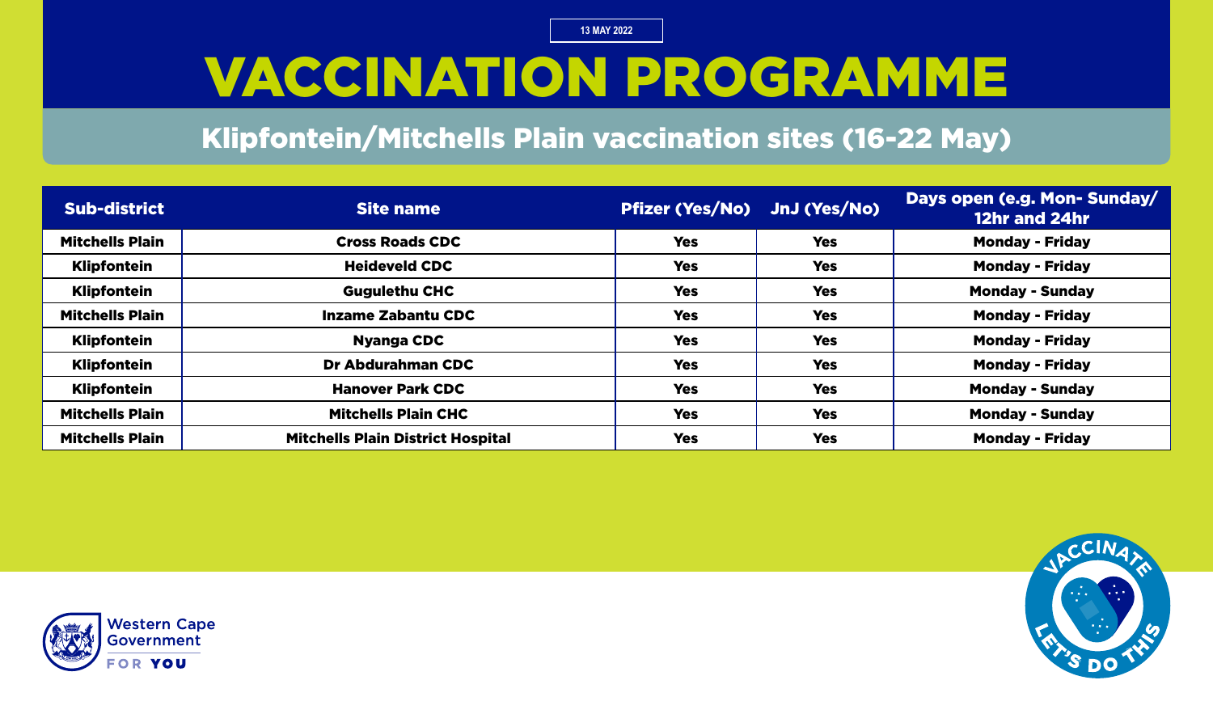13 MAY 2022

# VACCINATION PROGRAMME

## Klipfontein/Mitchells Plain vaccination sites (16-22 May)

| Sub-district | Site name | Pfizer (Yes/No) | JnJ (Yes/No) | Days open (e.g. Mon- Sunday/ 12hr and 24hr |
|---|---|---|---|---|
| Mitchells Plain | Cross Roads CDC | Yes | Yes | Monday - Friday |
| Klipfontein | Heideveld CDC | Yes | Yes | Monday - Friday |
| Klipfontein | Gugulethu CHC | Yes | Yes | Monday - Sunday |
| Mitchells Plain | Inzame Zabantu CDC | Yes | Yes | Monday - Friday |
| Klipfontein | Nyanga CDC | Yes | Yes | Monday - Friday |
| Klipfontein | Dr Abdurahman CDC | Yes | Yes | Monday - Friday |
| Klipfontein | Hanover Park CDC | Yes | Yes | Monday - Sunday |
| Mitchells Plain | Mitchells Plain CHC | Yes | Yes | Monday - Sunday |
| Mitchells Plain | Mitchells Plain District Hospital | Yes | Yes | Monday - Friday |

Western Cape Government

FOR YOU

VACCINATE LET'S DO THIS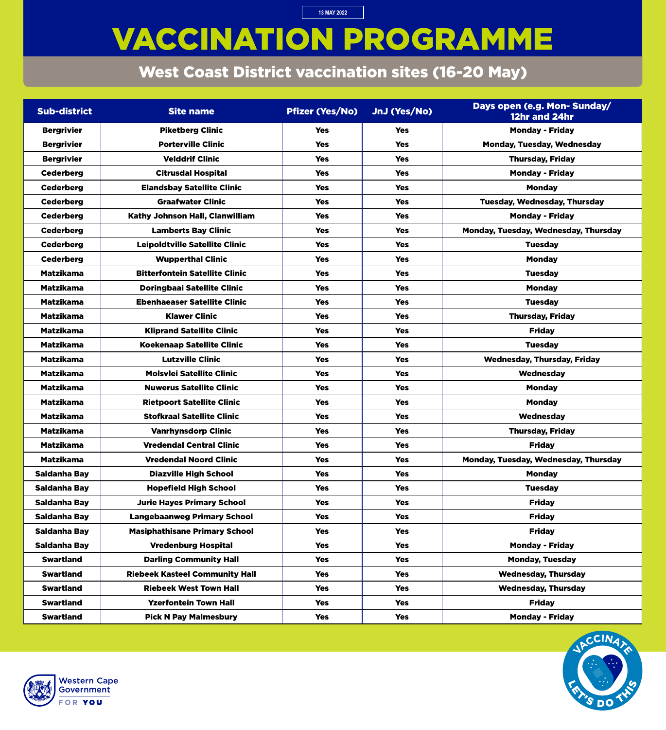13 MAY 2022

# VACCINATION PROGRAMME

## West Coast District vaccination sites (16-20 May)

| Sub-district | Site name | Pfizer (Yes/No) | JnJ (Yes/No) | Days open (e.g. Mon- Sunday/ 12hr and 24hr |
|---|---|---|---|---|
| Bergrivier | Piketberg Clinic | Yes | Yes | Monday - Friday |
| Bergrivier | Porterville Clinic | Yes | Yes | Monday, Tuesday, Wednesday |
| Bergrivier | Velddrif Clinic | Yes | Yes | Thursday, Friday |
| Cederberg | Citrusdal Hospital | Yes | Yes | Monday - Friday |
| Cederberg | Elandsbay Satellite Clinic | Yes | Yes | Monday |
| Cederberg | Graafwater Clinic | Yes | Yes | Tuesday, Wednesday, Thursday |
| Cederberg | Kathy Johnson Hall, Clanwilliam | Yes | Yes | Monday - Friday |
| Cederberg | Lamberts Bay Clinic | Yes | Yes | Monday, Tuesday, Wednesday, Thursday |
| Cederberg | Leipoldtville Satellite Clinic | Yes | Yes | Tuesday |
| Cederberg | Wupperthal Clinic | Yes | Yes | Monday |
| Matzikama | Bitterfontein Satellite Clinic | Yes | Yes | Tuesday |
| Matzikama | Doringbaai Satellite Clinic | Yes | Yes | Monday |
| Matzikama | Ebenhaeaser Satellite Clinic | Yes | Yes | Tuesday |
| Matzikama | Klawer Clinic | Yes | Yes | Thursday, Friday |
| Matzikama | Kliprand Satellite Clinic | Yes | Yes | Friday |
| Matzikama | Koekenaap Satellite Clinic | Yes | Yes | Tuesday |
| Matzikama | Lutzville Clinic | Yes | Yes | Wednesday, Thursday, Friday |
| Matzikama | Molsvlei Satellite Clinic | Yes | Yes | Wednesday |
| Matzikama | Nuwerus Satellite Clinic | Yes | Yes | Monday |
| Matzikama | Rietpoort Satellite Clinic | Yes | Yes | Monday |
| Matzikama | Stofkraal Satellite Clinic | Yes | Yes | Wednesday |
| Matzikama | Vanrhynsdorp Clinic | Yes | Yes | Thursday, Friday |
| Matzikama | Vredendal Central Clinic | Yes | Yes | Friday |
| Matzikama | Vredendal Noord Clinic | Yes | Yes | Monday, Tuesday, Wednesday, Thursday |
| Saldanha Bay | Diazville High School | Yes | Yes | Monday |
| Saldanha Bay | Hopefield High School | Yes | Yes | Tuesday |
| Saldanha Bay | Jurie Hayes Primary School | Yes | Yes | Friday |
| Saldanha Bay | Langebaanweg Primary School | Yes | Yes | Friday |
| Saldanha Bay | Masiphathisane Primary School | Yes | Yes | Friday |
| Saldanha Bay | Vredenburg Hospital | Yes | Yes | Monday - Friday |
| Swartland | Darling Community Hall | Yes | Yes | Monday, Tuesday |
| Swartland | Riebeek Kasteel Community Hall | Yes | Yes | Wednesday, Thursday |
| Swartland | Riebeek West Town Hall | Yes | Yes | Wednesday, Thursday |
| Swartland | Yzerfontein Town Hall | Yes | Yes | Friday |
| Swartland | Pick N Pay Malmesbury | Yes | Yes | Monday - Friday |

Western Cape Government
FOR YOU

VACCINATE
LET'S DO THIS